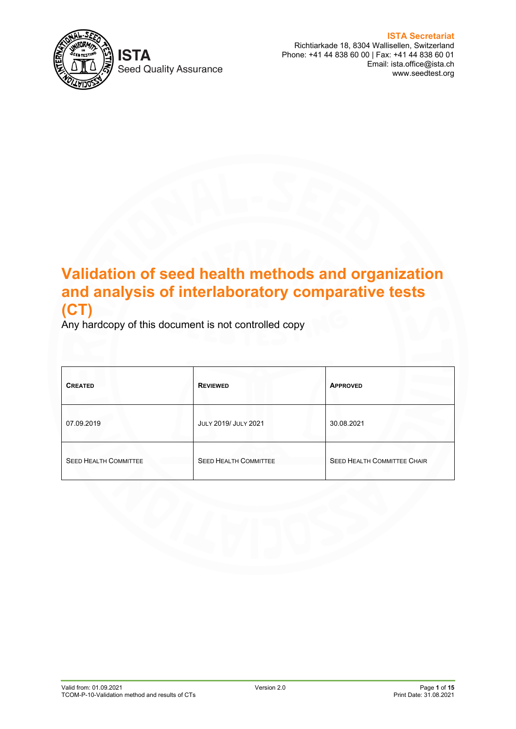ISTA
Seed Quality Assurance

**ISTA Secretariat**
Richtiarkade 18, 8304 Wallisellen, Switzerland
Phone: +41 44 838 60 00 | Fax: +41 44 838 60 01
Email: ista.office@ista.ch
www.seedtest.org

# Validation of seed health methods and organization and analysis of interlaboratory comparative tests (CT)

Any hardcopy of this document is not controlled copy

| CREATED | REVIEWED | APPROVED |
|---|---|---|
| 07.09.2019 | JULY 2019/ JULY 2021 | 30.08.2021 |
| SEED HEALTH COMMITTEE | SEED HEALTH COMMITTEE | SEED HEALTH COMMITTEE CHAIR |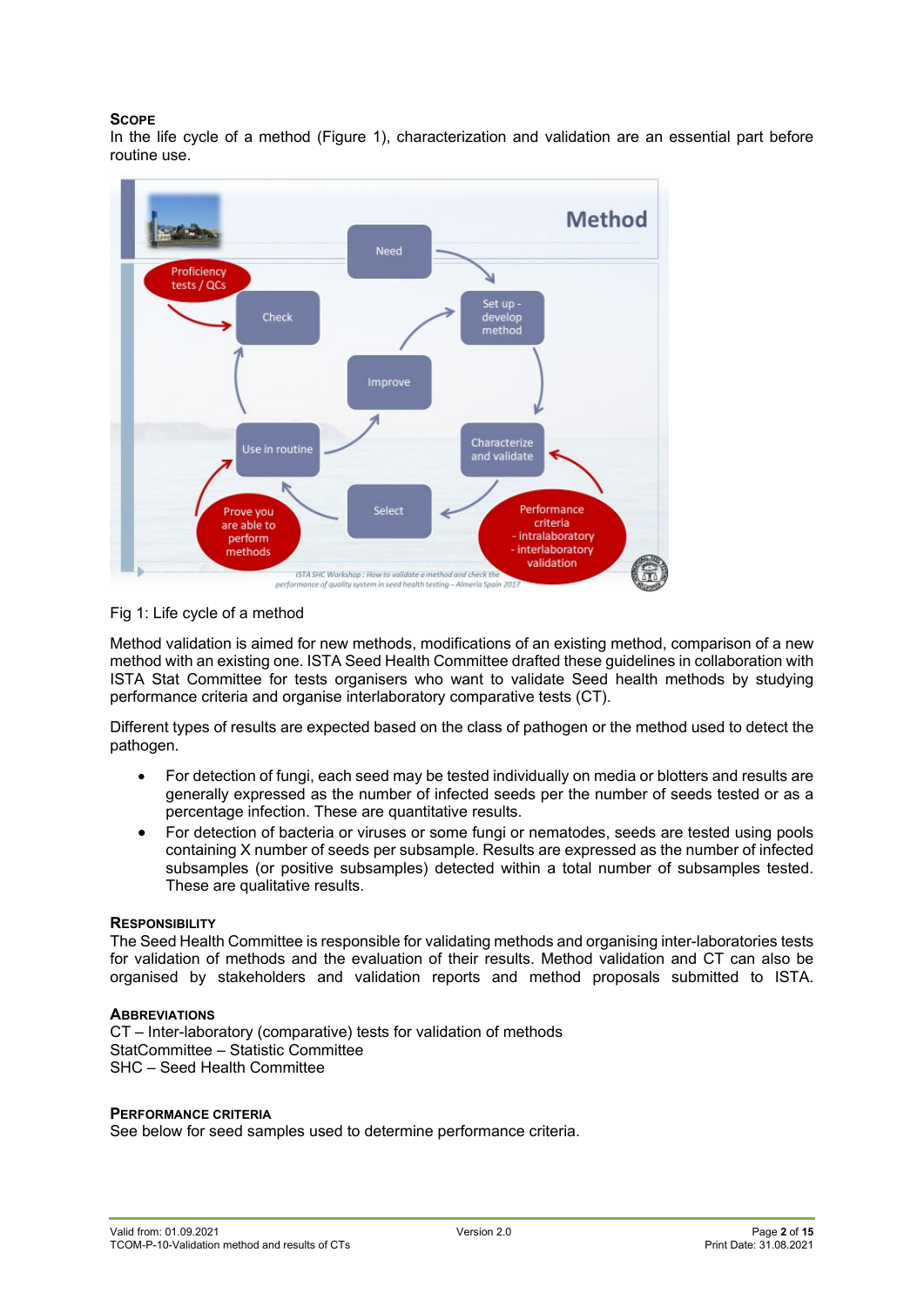## Scope

In the life cycle of a method (Figure 1), characterization and validation are an essential part before routine use.

Fig 1: Life cycle of a method

Method validation is aimed for new methods, modifications of an existing method, comparison of a new method with an existing one. ISTA Seed Health Committee drafted these guidelines in collaboration with ISTA Stat Committee for tests organisers who want to validate Seed health methods by studying performance criteria and organise interlaboratory comparative tests (CT).

Different types of results are expected based on the class of pathogen or the method used to detect the pathogen.

- For detection of fungi, each seed may be tested individually on media or blotters and results are generally expressed as the number of infected seeds per the number of seeds tested or as a percentage infection. These are quantitative results.
- For detection of bacteria or viruses or some fungi or nematodes, seeds are tested using pools containing X number of seeds per subsample. Results are expressed as the number of infected subsamples (or positive subsamples) detected within a total number of subsamples tested. These are qualitative results.

## Responsibility

The Seed Health Committee is responsible for validating methods and organising inter-laboratories tests for validation of methods and the evaluation of their results. Method validation and CT can also be organised by stakeholders and validation reports and method proposals submitted to ISTA.

## Abbreviations

CT – Inter-laboratory (comparative) tests for validation of methods
StatCommittee – Statistic Committee
SHC – Seed Health Committee

## Performance criteria

See below for seed samples used to determine performance criteria.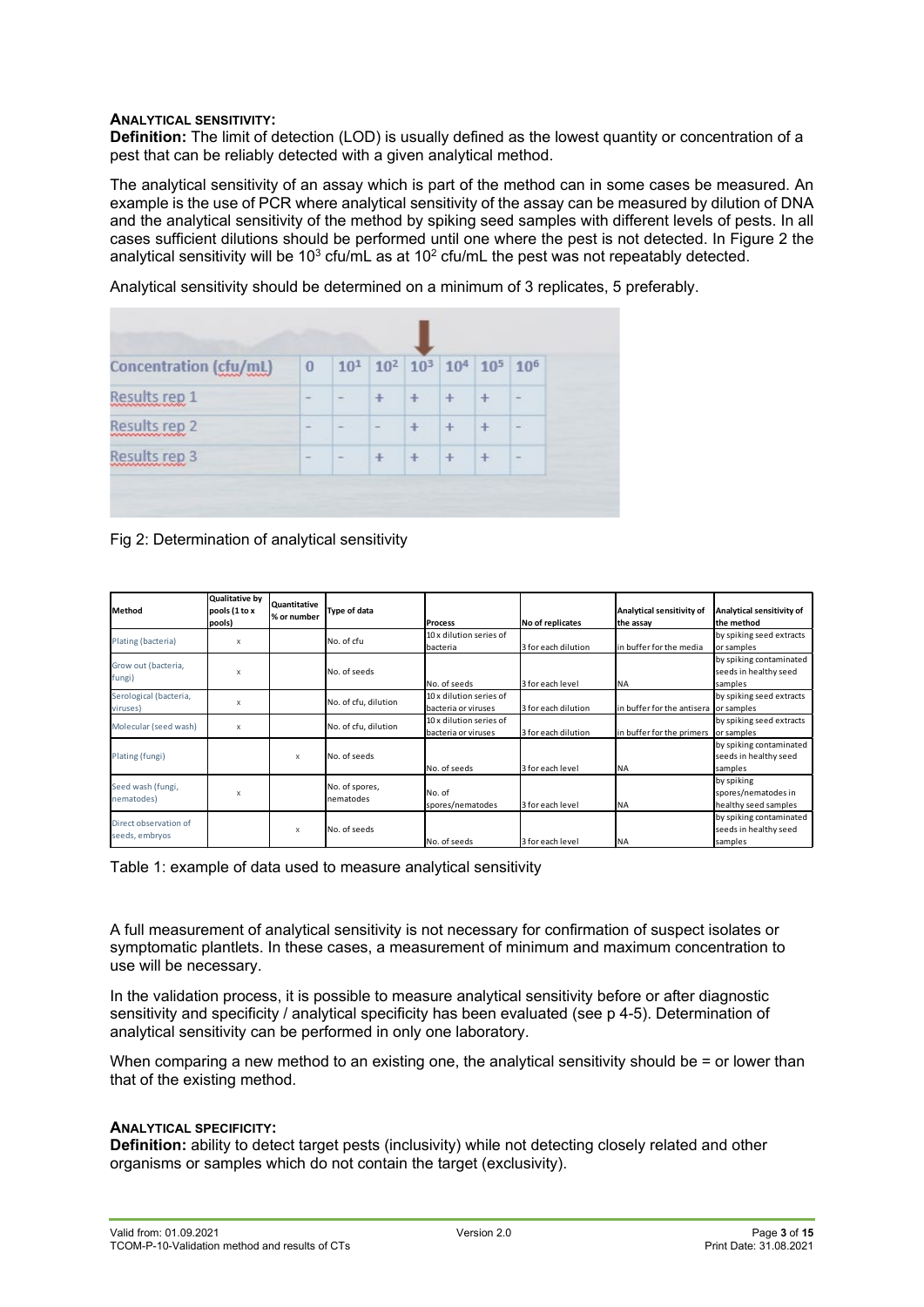**ANALYTICAL SENSITIVITY:**

**Definition:** The limit of detection (LOD) is usually defined as the lowest quantity or concentration of a pest that can be reliably detected with a given analytical method.

The analytical sensitivity of an assay which is part of the method can in some cases be measured. An example is the use of PCR where analytical sensitivity of the assay can be measured by dilution of DNA and the analytical sensitivity of the method by spiking seed samples with different levels of pests. In all cases sufficient dilutions should be performed until one where the pest is not detected. In Figure 2 the analytical sensitivity will be $10^3$ cfu/mL as at $10^2$ cfu/mL the pest was not repeatably detected.

Analytical sensitivity should be determined on a minimum of 3 replicates, 5 preferably.

| Concentration (cfu/mL) | 0 | $10^1$ | $10^2$ | $10^3$ | $10^4$ | $10^5$ | $10^6$ |
|---|---|---|---|---|---|---|---|
| Results rep 1 | - | - | + | + | + | + | - |
| Results rep 2 | - | - | - | + | + | + | - |
| Results rep 3 | - | - | + | + | + | + | - |

Fig 2: Determination of analytical sensitivity

| Method | Qualitative by pools (1 to x pools) | Quantitative % or number | Type of data | Process | No of replicates | Analytical sensitivity of the assay | Analytical sensitivity of the method |
|---|---|---|---|---|---|---|---|
| Plating (bacteria) | x | | No. of cfu | 10 x dilution series of bacteria | 3 for each dilution | in buffer for the media | by spiking seed extracts or samples |
| Grow out (bacteria, fungi) | x | | No. of seeds | No. of seeds | 3 for each level | NA | by spiking contaminated seeds in healthy seed samples |
| Serological (bacteria, viruses) | x | | No. of cfu, dilution | 10 x dilution series of bacteria or viruses | 3 for each dilution | in buffer for the antisera | by spiking seed extracts or samples |
| Molecular (seed wash) | x | | No. of cfu, dilution | 10 x dilution series of bacteria or viruses | 3 for each dilution | in buffer for the primers | by spiking seed extracts or samples |
| Plating (fungi) | | x | No. of seeds | No. of seeds | 3 for each level | NA | by spiking contaminated seeds in healthy seed samples |
| Seed wash (fungi, nematodes) | x | | No. of spores, nematodes | No. of spores/nematodes | 3 for each level | NA | by spiking spores/nematodes in healthy seed samples |
| Direct observation of seeds, embryos | | x | No. of seeds | No. of seeds | 3 for each level | NA | by spiking contaminated seeds in healthy seed samples |

Table 1: example of data used to measure analytical sensitivity

A full measurement of analytical sensitivity is not necessary for confirmation of suspect isolates or symptomatic plantlets. In these cases, a measurement of minimum and maximum concentration to use will be necessary.

In the validation process, it is possible to measure analytical sensitivity before or after diagnostic sensitivity and specificity / analytical specificity has been evaluated (see p 4-5). Determination of analytical sensitivity can be performed in only one laboratory.

When comparing a new method to an existing one, the analytical sensitivity should be = or lower than that of the existing method.

**ANALYTICAL SPECIFICITY:**

**Definition:** ability to detect target pests (inclusivity) while not detecting closely related and other organisms or samples which do not contain the target (exclusivity).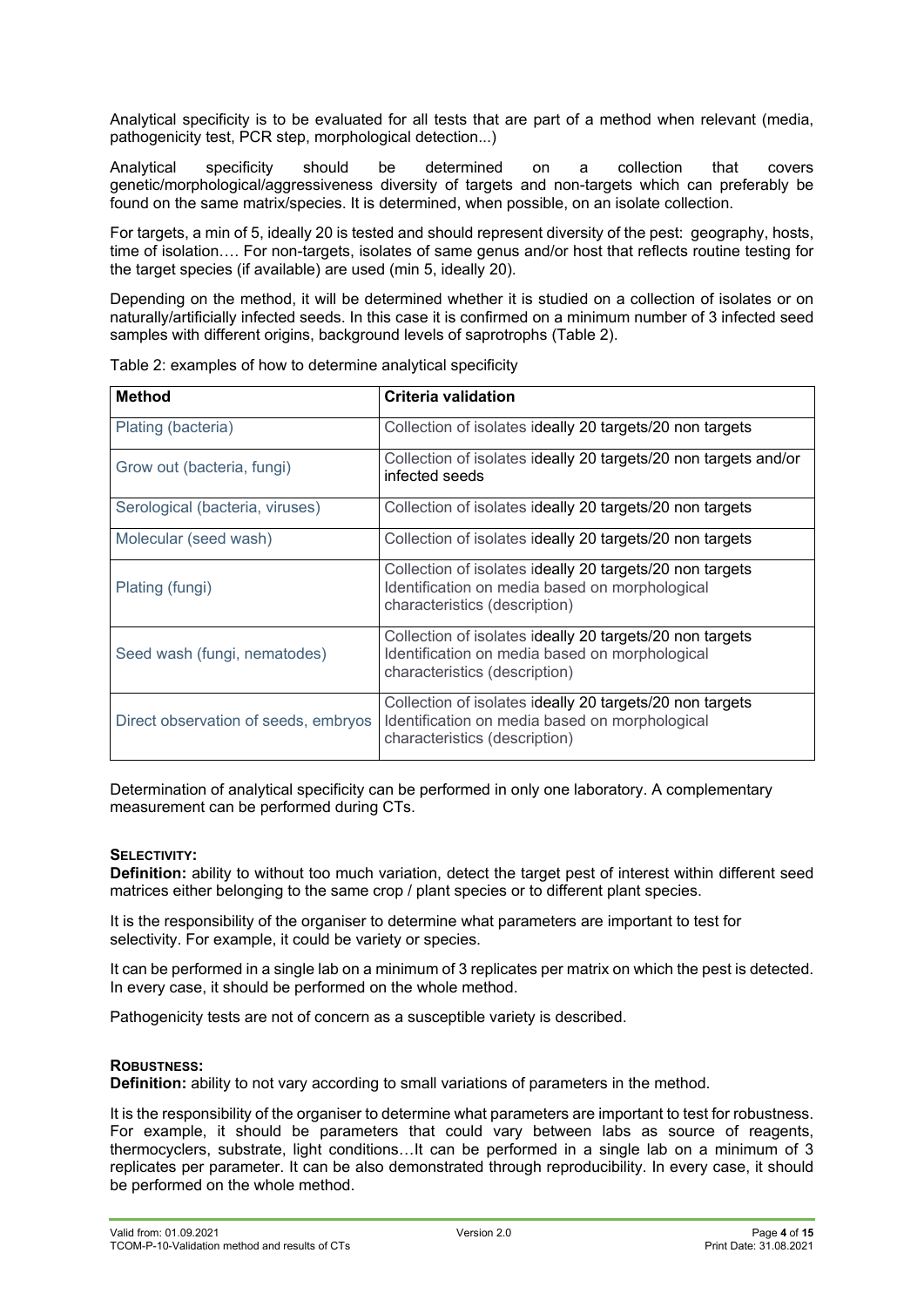Analytical specificity is to be evaluated for all tests that are part of a method when relevant (media, pathogenicity test, PCR step, morphological detection...)

Analytical specificity should be determined on a collection that covers genetic/morphological/aggressiveness diversity of targets and non-targets which can preferably be found on the same matrix/species. It is determined, when possible, on an isolate collection.

For targets, a min of 5, ideally 20 is tested and should represent diversity of the pest: geography, hosts, time of isolation…. For non-targets, isolates of same genus and/or host that reflects routine testing for the target species (if available) are used (min 5, ideally 20).

Depending on the method, it will be determined whether it is studied on a collection of isolates or on naturally/artificially infected seeds. In this case it is confirmed on a minimum number of 3 infected seed samples with different origins, background levels of saprotrophs (Table 2).

Table 2: examples of how to determine analytical specificity

| Method | Criteria validation |
|---|---|
| Plating (bacteria) | Collection of isolates ideally 20 targets/20 non targets |
| Grow out (bacteria, fungi) | Collection of isolates ideally 20 targets/20 non targets and/or infected seeds |
| Serological (bacteria, viruses) | Collection of isolates ideally 20 targets/20 non targets |
| Molecular (seed wash) | Collection of isolates ideally 20 targets/20 non targets |
| Plating (fungi) | Collection of isolates ideally 20 targets/20 non targets<br>Identification on media based on morphological characteristics (description) |
| Seed wash (fungi, nematodes) | Collection of isolates ideally 20 targets/20 non targets<br>Identification on media based on morphological characteristics (description) |
| Direct observation of seeds, embryos | Collection of isolates ideally 20 targets/20 non targets<br>Identification on media based on morphological characteristics (description) |

Determination of analytical specificity can be performed in only one laboratory. A complementary measurement can be performed during CTs.

**SELECTIVITY:**

**Definition:** ability to without too much variation, detect the target pest of interest within different seed matrices either belonging to the same crop / plant species or to different plant species.

It is the responsibility of the organiser to determine what parameters are important to test for selectivity. For example, it could be variety or species.

It can be performed in a single lab on a minimum of 3 replicates per matrix on which the pest is detected. In every case, it should be performed on the whole method.

Pathogenicity tests are not of concern as a susceptible variety is described.

**ROBUSTNESS:**

**Definition:** ability to not vary according to small variations of parameters in the method.

It is the responsibility of the organiser to determine what parameters are important to test for robustness. For example, it should be parameters that could vary between labs as source of reagents, thermocyclers, substrate, light conditions…It can be performed in a single lab on a minimum of 3 replicates per parameter. It can be also demonstrated through reproducibility. In every case, it should be performed on the whole method.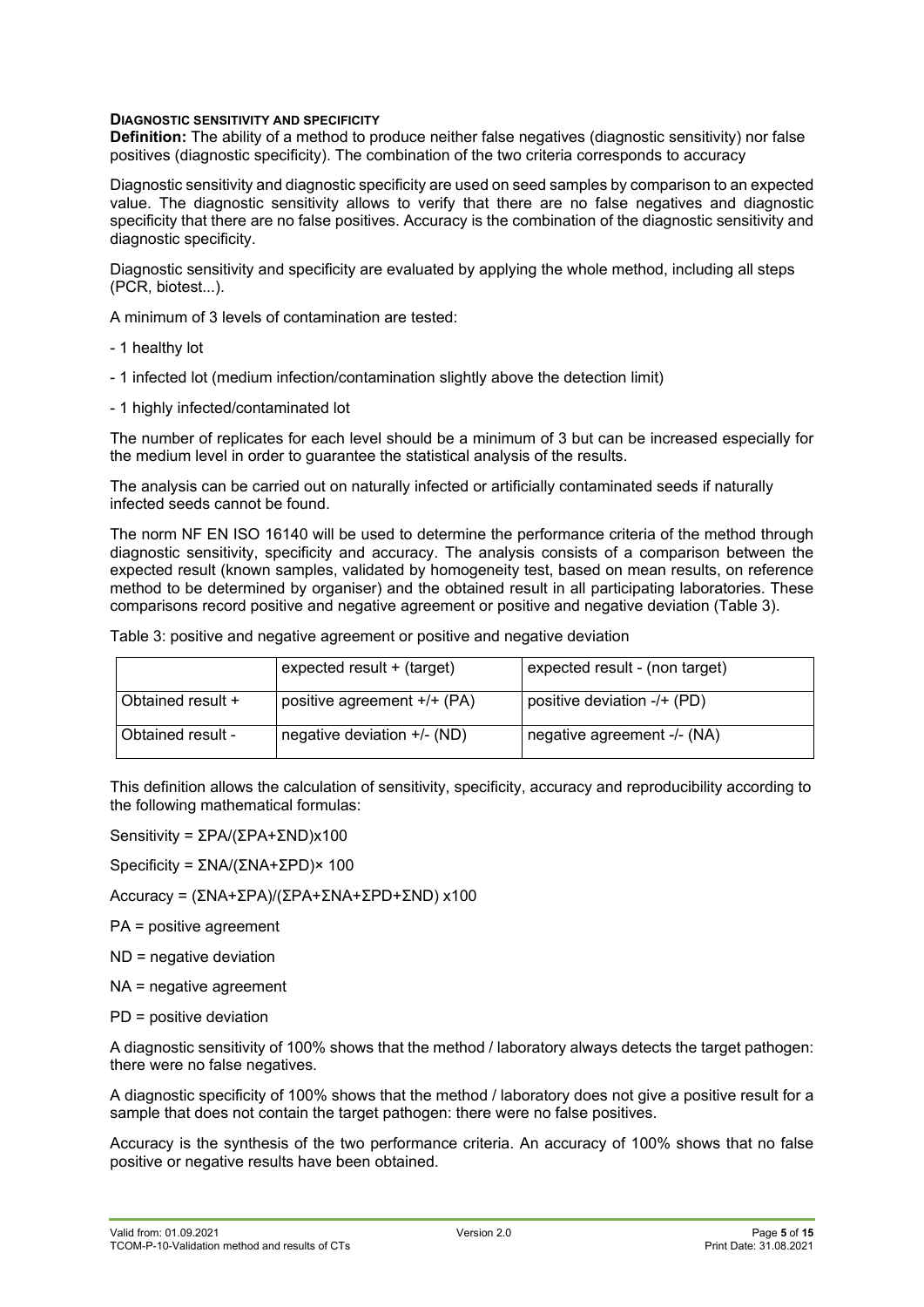### DIAGNOSTIC SENSITIVITY AND SPECIFICITY

**Definition:** The ability of a method to produce neither false negatives (diagnostic sensitivity) nor false positives (diagnostic specificity). The combination of the two criteria corresponds to accuracy

Diagnostic sensitivity and diagnostic specificity are used on seed samples by comparison to an expected value. The diagnostic sensitivity allows to verify that there are no false negatives and diagnostic specificity that there are no false positives. Accuracy is the combination of the diagnostic sensitivity and diagnostic specificity.

Diagnostic sensitivity and specificity are evaluated by applying the whole method, including all steps (PCR, biotest...).

A minimum of 3 levels of contamination are tested:

- 1 healthy lot
- 1 infected lot (medium infection/contamination slightly above the detection limit)
- 1 highly infected/contaminated lot

The number of replicates for each level should be a minimum of 3 but can be increased especially for the medium level in order to guarantee the statistical analysis of the results.

The analysis can be carried out on naturally infected or artificially contaminated seeds if naturally infected seeds cannot be found.

The norm NF EN ISO 16140 will be used to determine the performance criteria of the method through diagnostic sensitivity, specificity and accuracy. The analysis consists of a comparison between the expected result (known samples, validated by homogeneity test, based on mean results, on reference method to be determined by organiser) and the obtained result in all participating laboratories. These comparisons record positive and negative agreement or positive and negative deviation (Table 3).

Table 3: positive and negative agreement or positive and negative deviation

| | expected result + (target) | expected result - (non target) |
|---|---|---|
| Obtained result + | positive agreement +/+ (PA) | positive deviation -/+ (PD) |
| Obtained result - | negative deviation +/- (ND) | negative agreement -/- (NA) |

This definition allows the calculation of sensitivity, specificity, accuracy and reproducibility according to the following mathematical formulas:

$$\text{Sensitivity} = \Sigma PA/(\Sigma PA+\Sigma ND)\times 100$$

$$\text{Specificity} = \Sigma NA/(\Sigma NA+\Sigma PD)\times 100$$

$$\text{Accuracy} = (\Sigma NA+\Sigma PA)/(\Sigma PA+\Sigma NA+\Sigma PD+\Sigma ND)\times 100$$

PA = positive agreement

ND = negative deviation

NA = negative agreement

PD = positive deviation

A diagnostic sensitivity of 100% shows that the method / laboratory always detects the target pathogen: there were no false negatives.

A diagnostic specificity of 100% shows that the method / laboratory does not give a positive result for a sample that does not contain the target pathogen: there were no false positives.

Accuracy is the synthesis of the two performance criteria. An accuracy of 100% shows that no false positive or negative results have been obtained.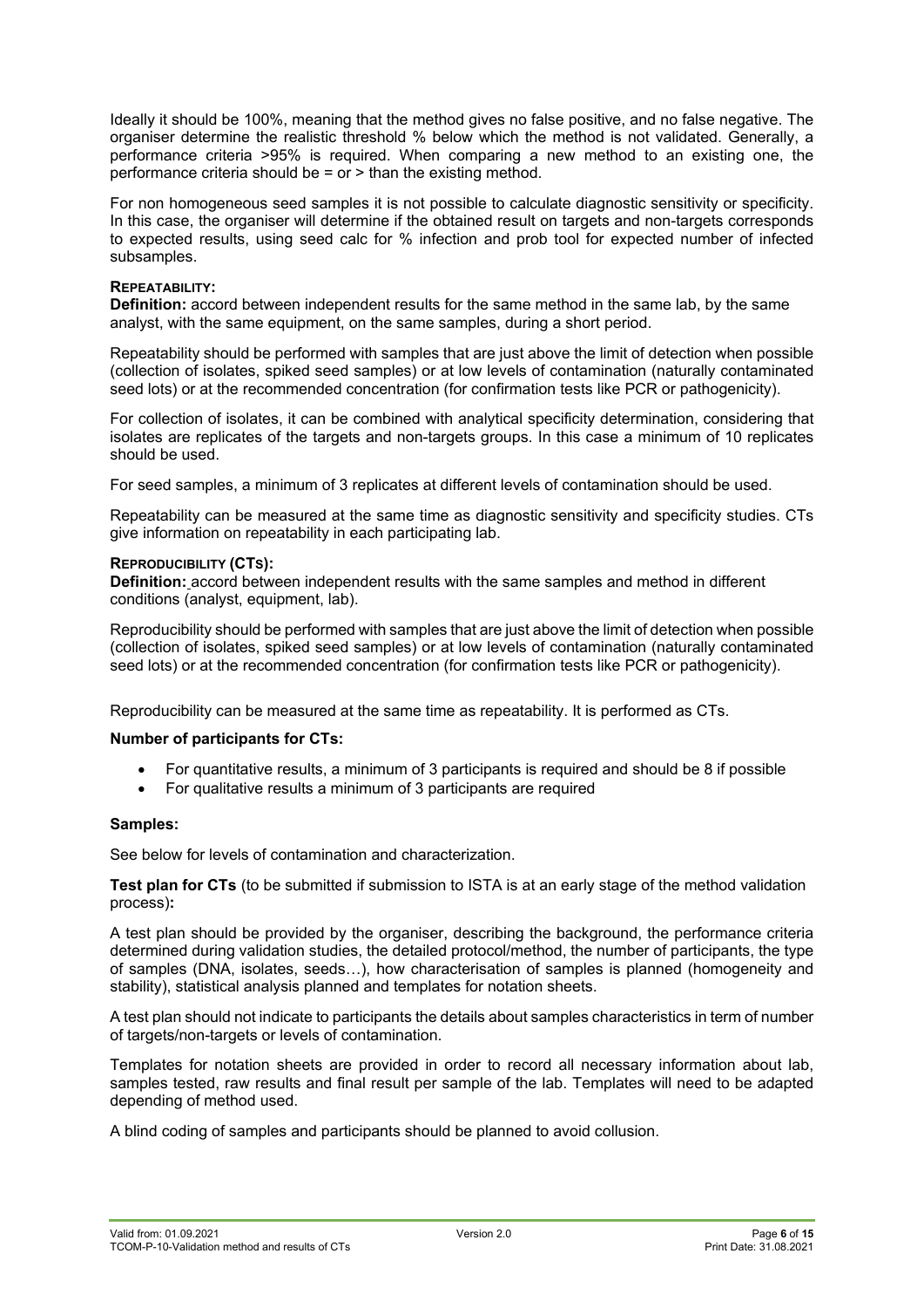Ideally it should be 100%, meaning that the method gives no false positive, and no false negative. The organiser determine the realistic threshold % below which the method is not validated. Generally, a performance criteria >95% is required. When comparing a new method to an existing one, the performance criteria should be = or > than the existing method.

For non homogeneous seed samples it is not possible to calculate diagnostic sensitivity or specificity. In this case, the organiser will determine if the obtained result on targets and non-targets corresponds to expected results, using seed calc for % infection and prob tool for expected number of infected subsamples.

**REPEATABILITY:**

**Definition:** accord between independent results for the same method in the same lab, by the same analyst, with the same equipment, on the same samples, during a short period.

Repeatability should be performed with samples that are just above the limit of detection when possible (collection of isolates, spiked seed samples) or at low levels of contamination (naturally contaminated seed lots) or at the recommended concentration (for confirmation tests like PCR or pathogenicity).

For collection of isolates, it can be combined with analytical specificity determination, considering that isolates are replicates of the targets and non-targets groups. In this case a minimum of 10 replicates should be used.

For seed samples, a minimum of 3 replicates at different levels of contamination should be used.

Repeatability can be measured at the same time as diagnostic sensitivity and specificity studies. CTs give information on repeatability in each participating lab.

**REPRODUCIBILITY (CTS):**

**Definition:** accord between independent results with the same samples and method in different conditions (analyst, equipment, lab).

Reproducibility should be performed with samples that are just above the limit of detection when possible (collection of isolates, spiked seed samples) or at low levels of contamination (naturally contaminated seed lots) or at the recommended concentration (for confirmation tests like PCR or pathogenicity).

Reproducibility can be measured at the same time as repeatability. It is performed as CTs.

**Number of participants for CTs:**

- For quantitative results, a minimum of 3 participants is required and should be 8 if possible
- For qualitative results a minimum of 3 participants are required

**Samples:**

See below for levels of contamination and characterization.

**Test plan for CTs** (to be submitted if submission to ISTA is at an early stage of the method validation process)**:**

A test plan should be provided by the organiser, describing the background, the performance criteria determined during validation studies, the detailed protocol/method, the number of participants, the type of samples (DNA, isolates, seeds…), how characterisation of samples is planned (homogeneity and stability), statistical analysis planned and templates for notation sheets.

A test plan should not indicate to participants the details about samples characteristics in term of number of targets/non-targets or levels of contamination.

Templates for notation sheets are provided in order to record all necessary information about lab, samples tested, raw results and final result per sample of the lab. Templates will need to be adapted depending of method used.

A blind coding of samples and participants should be planned to avoid collusion.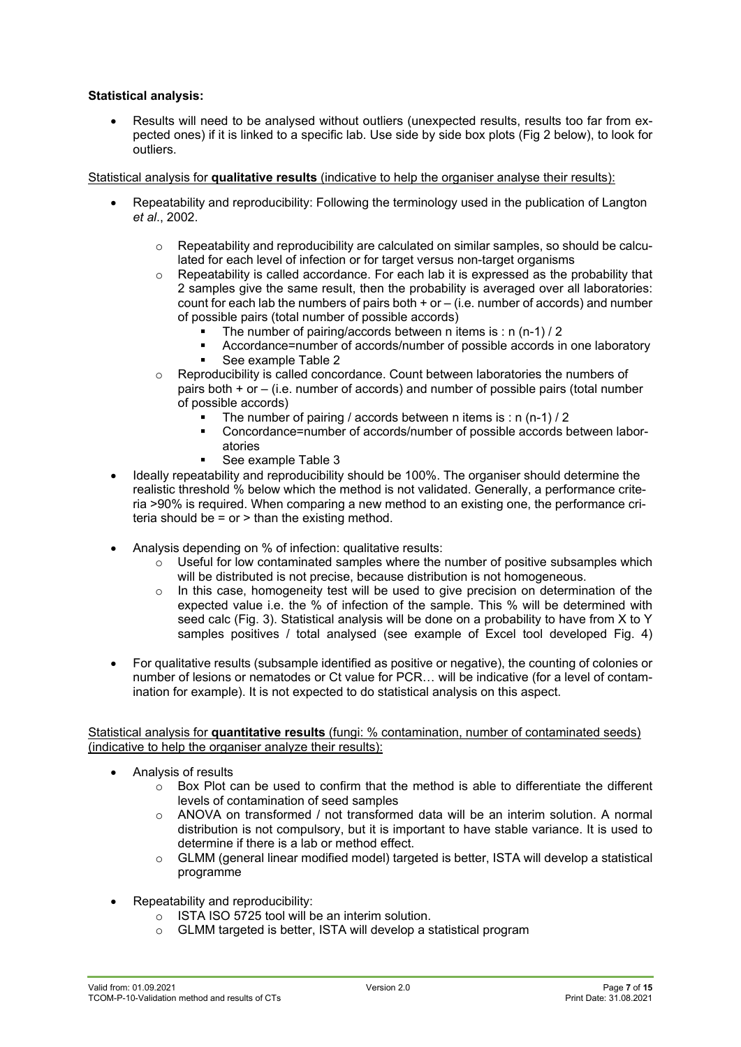**Statistical analysis:**

- Results will need to be analysed without outliers (unexpected results, results too far from expected ones) if it is linked to a specific lab. Use side by side box plots (Fig 2 below), to look for outliers.

Statistical analysis for **qualitative results** (indicative to help the organiser analyse their results):

- Repeatability and reproducibility: Following the terminology used in the publication of Langton *et al*., 2002.
    - Repeatability and reproducibility are calculated on similar samples, so should be calculated for each level of infection or for target versus non-target organisms
    - Repeatability is called accordance. For each lab it is expressed as the probability that 2 samples give the same result, then the probability is averaged over all laboratories: count for each lab the numbers of pairs both + or – (i.e. number of accords) and number of possible pairs (total number of possible accords)
        - The number of pairing/accords between n items is : n (n-1) / 2
        - Accordance=number of accords/number of possible accords in one laboratory
        - See example Table 2
    - Reproducibility is called concordance. Count between laboratories the numbers of pairs both + or – (i.e. number of accords) and number of possible pairs (total number of possible accords)
        - The number of pairing / accords between n items is : n (n-1) / 2
        - Concordance=number of accords/number of possible accords between laboratories
        - See example Table 3
- Ideally repeatability and reproducibility should be 100%. The organiser should determine the realistic threshold % below which the method is not validated. Generally, a performance criteria >90% is required. When comparing a new method to an existing one, the performance criteria should be = or > than the existing method.
- Analysis depending on % of infection: qualitative results:
    - Useful for low contaminated samples where the number of positive subsamples which will be distributed is not precise, because distribution is not homogeneous.
    - In this case, homogeneity test will be used to give precision on determination of the expected value i.e. the % of infection of the sample. This % will be determined with seed calc (Fig. 3). Statistical analysis will be done on a probability to have from X to Y samples positives / total analysed (see example of Excel tool developed Fig. 4)
- For qualitative results (subsample identified as positive or negative), the counting of colonies or number of lesions or nematodes or Ct value for PCR… will be indicative (for a level of contamination for example). It is not expected to do statistical analysis on this aspect.

Statistical analysis for **quantitative results** (fungi: % contamination, number of contaminated seeds) (indicative to help the organiser analyze their results):

- Analysis of results
    - Box Plot can be used to confirm that the method is able to differentiate the different levels of contamination of seed samples
    - ANOVA on transformed / not transformed data will be an interim solution. A normal distribution is not compulsory, but it is important to have stable variance. It is used to determine if there is a lab or method effect.
    - GLMM (general linear modified model) targeted is better, ISTA will develop a statistical programme
- Repeatability and reproducibility:
    - ISTA ISO 5725 tool will be an interim solution.
    - GLMM targeted is better, ISTA will develop a statistical program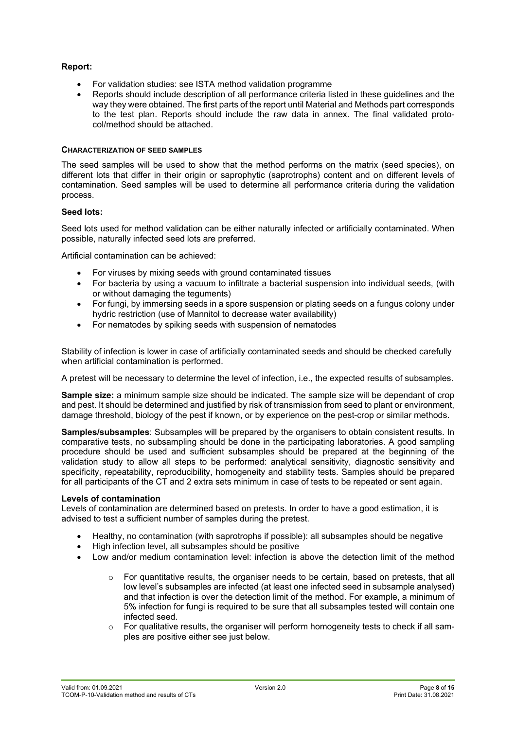**Report:**

- For validation studies: see ISTA method validation programme
- Reports should include description of all performance criteria listed in these guidelines and the way they were obtained. The first parts of the report until Material and Methods part corresponds to the test plan. Reports should include the raw data in annex. The final validated protocol/method should be attached.

### CHARACTERIZATION OF SEED SAMPLES

The seed samples will be used to show that the method performs on the matrix (seed species), on different lots that differ in their origin or saprophytic (saprotrophs) content and on different levels of contamination. Seed samples will be used to determine all performance criteria during the validation process.

**Seed lots:**

Seed lots used for method validation can be either naturally infected or artificially contaminated. When possible, naturally infected seed lots are preferred.

Artificial contamination can be achieved:

- For viruses by mixing seeds with ground contaminated tissues
- For bacteria by using a vacuum to infiltrate a bacterial suspension into individual seeds, (with or without damaging the teguments)
- For fungi, by immersing seeds in a spore suspension or plating seeds on a fungus colony under hydric restriction (use of Mannitol to decrease water availability)
- For nematodes by spiking seeds with suspension of nematodes

Stability of infection is lower in case of artificially contaminated seeds and should be checked carefully when artificial contamination is performed.

A pretest will be necessary to determine the level of infection, i.e., the expected results of subsamples.

**Sample size:** a minimum sample size should be indicated. The sample size will be dependant of crop and pest. It should be determined and justified by risk of transmission from seed to plant or environment, damage threshold, biology of the pest if known, or by experience on the pest-crop or similar methods.

**Samples/subsamples**: Subsamples will be prepared by the organisers to obtain consistent results. In comparative tests, no subsampling should be done in the participating laboratories. A good sampling procedure should be used and sufficient subsamples should be prepared at the beginning of the validation study to allow all steps to be performed: analytical sensitivity, diagnostic sensitivity and specificity, repeatability, reproducibility, homogeneity and stability tests. Samples should be prepared for all participants of the CT and 2 extra sets minimum in case of tests to be repeated or sent again.

**Levels of contamination**

Levels of contamination are determined based on pretests. In order to have a good estimation, it is advised to test a sufficient number of samples during the pretest.

- Healthy, no contamination (with saprotrophs if possible): all subsamples should be negative
- High infection level, all subsamples should be positive
- Low and/or medium contamination level: infection is above the detection limit of the method
  - For quantitative results, the organiser needs to be certain, based on pretests, that all low level's subsamples are infected (at least one infected seed in subsample analysed) and that infection is over the detection limit of the method. For example, a minimum of 5% infection for fungi is required to be sure that all subsamples tested will contain one infected seed.
  - For qualitative results, the organiser will perform homogeneity tests to check if all samples are positive either see just below.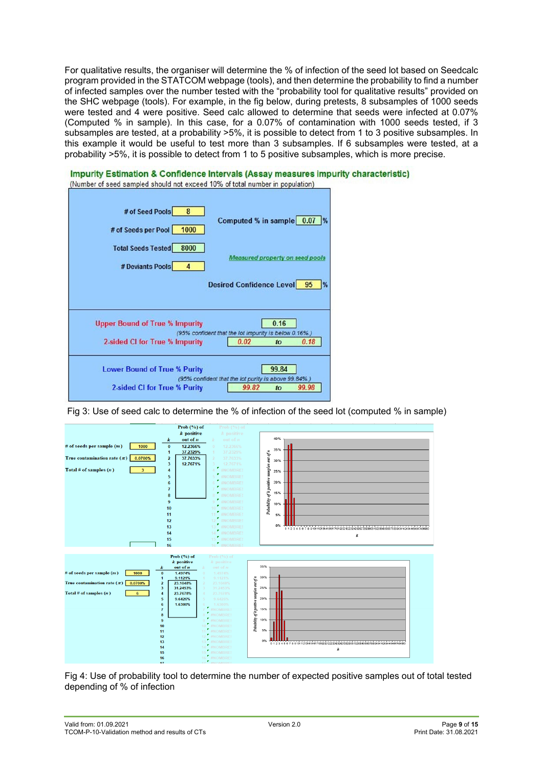For qualitative results, the organiser will determine the % of infection of the seed lot based on Seedcalc program provided in the STATCOM webpage (tools), and then determine the probability to find a number of infected samples over the number tested with the "probability tool for qualitative results" provided on the SHC webpage (tools). For example, in the fig below, during pretests, 8 subsamples of 1000 seeds were tested and 4 were positive. Seed calc allowed to determine that seeds were infected at 0.07% (Computed % in sample). In this case, for a 0.07% of contamination with 1000 seeds tested, if 3 subsamples are tested, at a probability >5%, it is possible to detect from 1 to 3 positive subsamples. In this example it would be useful to test more than 3 subsamples. If 6 subsamples were tested, at a probability >5%, it is possible to detect from 1 to 5 positive subsamples, which is more precise.

**Impurity Estimation & Confidence Intervals (Assay measures impurity characteristic)**
(Number of seed sampled should not exceed 10% of total number in population)

| | |
|---|---|
| # of Seed Pools | 8 |
| # of Seeds per Pool | 1000 |
| Total Seeds Tested | 8000 |
| # Deviants Pools | 4 |
| Computed % in sample | 0.07 % |
| Desired Confidence Level | 95 % |

*Measured property on seed pools*

| | |
|---|---|
| Upper Bound of True % Impurity | 0.16 |
| | *(95% confident that the lot impurity is below 0.16%.)* |
| 2-sided CI for True % Impurity | 0.02 to 0.18 |
| Lower Bound of True % Purity | 99.84 |
| | *(95% confident that the lot purity is above 99.84%.)* |
| 2-sided CI for True % Purity | 99.82 to 99.98 |

Fig 3: Use of seed calc to determine the % of infection of the seed lot (computed % in sample)

# of seeds per sample ($m$): 1000
True contamination rate ($\pi$): 0.0700%
Total # of samples ($n$): 3

| $k$ | Prob (%) of $k$ positive out of $n$ |
|---|---|
| 0 | 12.2366% |
| 1 | 37.2329% |
| 2 | 37.7633% |
| 3 | 12.7671% |

# of seeds per sample ($m$): 1000
True contamination rate ($\pi$): 0.0700%
Total # of samples ($n$): 6

| $k$ | Prob (%) of $k$ positive out of $n$ |
|---|---|
| 0 | 1.4974% |
| 1 | 9.1121% |
| 2 | 23.1048% |
| 3 | 31.2453% |
| 4 | 23.7678% |
| 5 | 9.6426% |
| 6 | 1.6300% |

Fig 4: Use of probability tool to determine the number of expected positive samples out of total tested depending of % of infection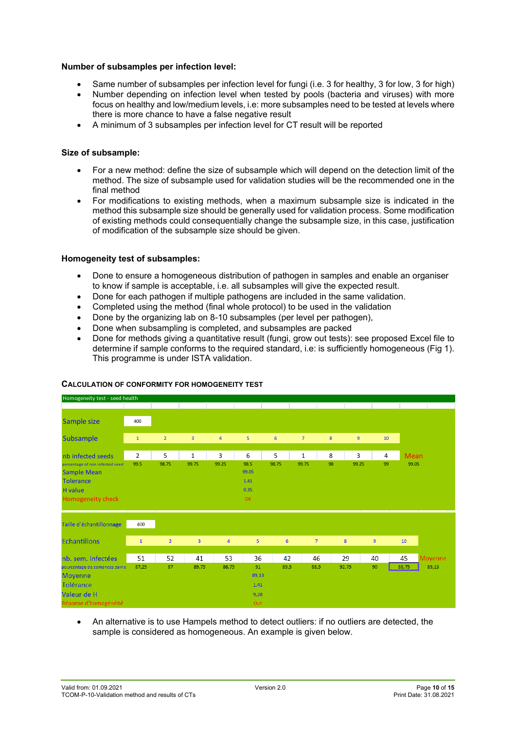**Number of subsamples per infection level:**

- Same number of subsamples per infection level for fungi (i.e. 3 for healthy, 3 for low, 3 for high)
- Number depending on infection level when tested by pools (bacteria and viruses) with more focus on healthy and low/medium levels, i.e: more subsamples need to be tested at levels where there is more chance to have a false negative result
- A minimum of 3 subsamples per infection level for CT result will be reported

**Size of subsample:**

- For a new method: define the size of subsample which will depend on the detection limit of the method. The size of subsample used for validation studies will be the recommended one in the final method
- For modifications to existing methods, when a maximum subsample size is indicated in the method this subsample size should be generally used for validation process. Some modification of existing methods could consequentially change the subsample size, in this case, justification of modification of the subsample size should be given.

**Homogeneity test of subsamples:**

- Done to ensure a homogeneous distribution of pathogen in samples and enable an organiser to know if sample is acceptable, i.e. all subsamples will give the expected result.
- Done for each pathogen if multiple pathogens are included in the same validation.
- Completed using the method (final whole protocol) to be used in the validation
- Done by the organizing lab on 8-10 subsamples (per level per pathogen),
- Done when subsampling is completed, and subsamples are packed
- Done for methods giving a quantitative result (fungi, grow out tests): see proposed Excel file to determine if sample conforms to the required standard, i.e: is sufficiently homogeneous (Fig 1). This programme is under ISTA validation.

**CALCULATION OF CONFORMITY FOR HOMOGENEITY TEST**

Homogeneity test - seed health

| | | | | | | | | | | | |
|---|---|---|---|---|---|---|---|---|---|---|---|
| Sample size | 400 | | | | | | | | | | |
| Subsample | 1 | 2 | 3 | 4 | 5 | 6 | 7 | 8 | 9 | 10 | |
| nb infected seeds | 2 | 5 | 1 | 3 | 6 | 5 | 1 | 8 | 3 | 4 | Mean |
| percentage of non infected seed | 99.5 | 98.75 | 99.75 | 99.25 | 98.5 | 98.75 | 99.75 | 98 | 99.25 | 99 | 99.05 |
| Sample Mean | | | | | 99.05 | | | | | | |
| Tolerance | | | | | 1.41 | | | | | | |
| H value | | | | | 0.35 | | | | | | |
| Homogeneity check | | | | | OK | | | | | | |

| | | | | | | | | | | | |
|---|---|---|---|---|---|---|---|---|---|---|---|
| Taille d'échantillonnage | 400 | | | | | | | | | | |
| Echantillons | 1 | 2 | 3 | 4 | 5 | 6 | 7 | 8 | 9 | 10 | |
| nb. sem. infectées | 51 | 52 | 41 | 53 | 36 | 42 | 46 | 29 | 40 | 45 | Moyenne |
| pourcentage de semences saine | 87,25 | 87 | 89,75 | 86,75 | 91 | 89,5 | 88,5 | 92,75 | 90 | 88,75 | 89,13 |
| Moyenne | | | | | 89,13 | | | | | | |
| Tolérance | | | | | 1,41 | | | | | | |
| Valeur de H | | | | | 9,28 | | | | | | |
| Réponse d'homogénéité | | | | | Out | | | | | | |

- An alternative is to use Hampels method to detect outliers: if no outliers are detected, the sample is considered as homogeneous. An example is given below.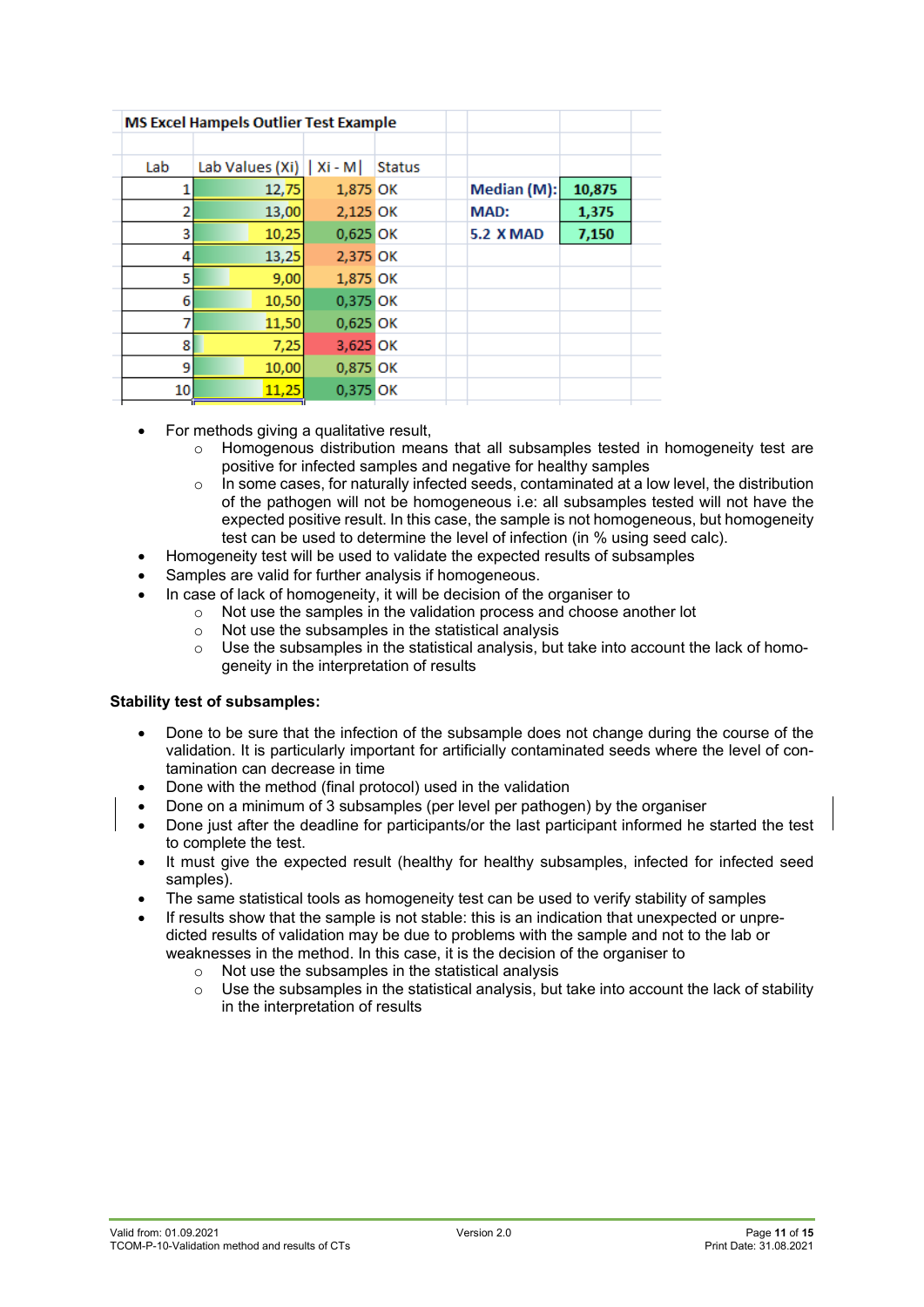**MS Excel Hampels Outlier Test Example**

| Lab | Lab Values (Xi) | \| Xi - M\| | Status | | |
|---|---|---|---|---|---|
| 1 | 12,75 | 1,875 | OK | **Median (M):** | **10,875** |
| 2 | 13,00 | 2,125 | OK | **MAD:** | **1,375** |
| 3 | 10,25 | 0,625 | OK | **5.2 X MAD** | **7,150** |
| 4 | 13,25 | 2,375 | OK | | |
| 5 | 9,00 | 1,875 | OK | | |
| 6 | 10,50 | 0,375 | OK | | |
| 7 | 11,50 | 0,625 | OK | | |
| 8 | 7,25 | 3,625 | OK | | |
| 9 | 10,00 | 0,875 | OK | | |
| 10 | 11,25 | 0,375 | OK | | |

- For methods giving a qualitative result,
  - Homogenous distribution means that all subsamples tested in homogeneity test are positive for infected samples and negative for healthy samples
  - In some cases, for naturally infected seeds, contaminated at a low level, the distribution of the pathogen will not be homogeneous i.e: all subsamples tested will not have the expected positive result. In this case, the sample is not homogeneous, but homogeneity test can be used to determine the level of infection (in % using seed calc).
- Homogeneity test will be used to validate the expected results of subsamples
- Samples are valid for further analysis if homogeneous.
- In case of lack of homogeneity, it will be decision of the organiser to
  - Not use the samples in the validation process and choose another lot
  - Not use the subsamples in the statistical analysis
  - Use the subsamples in the statistical analysis, but take into account the lack of homogeneity in the interpretation of results

**Stability test of subsamples:**

- Done to be sure that the infection of the subsample does not change during the course of the validation. It is particularly important for artificially contaminated seeds where the level of contamination can decrease in time
- Done with the method (final protocol) used in the validation
- Done on a minimum of 3 subsamples (per level per pathogen) by the organiser
- Done just after the deadline for participants/or the last participant informed he started the test to complete the test.
- It must give the expected result (healthy for healthy subsamples, infected for infected seed samples).
- The same statistical tools as homogeneity test can be used to verify stability of samples
- If results show that the sample is not stable: this is an indication that unexpected or unpredicted results of validation may be due to problems with the sample and not to the lab or weaknesses in the method. In this case, it is the decision of the organiser to
  - Not use the subsamples in the statistical analysis
  - Use the subsamples in the statistical analysis, but take into account the lack of stability in the interpretation of results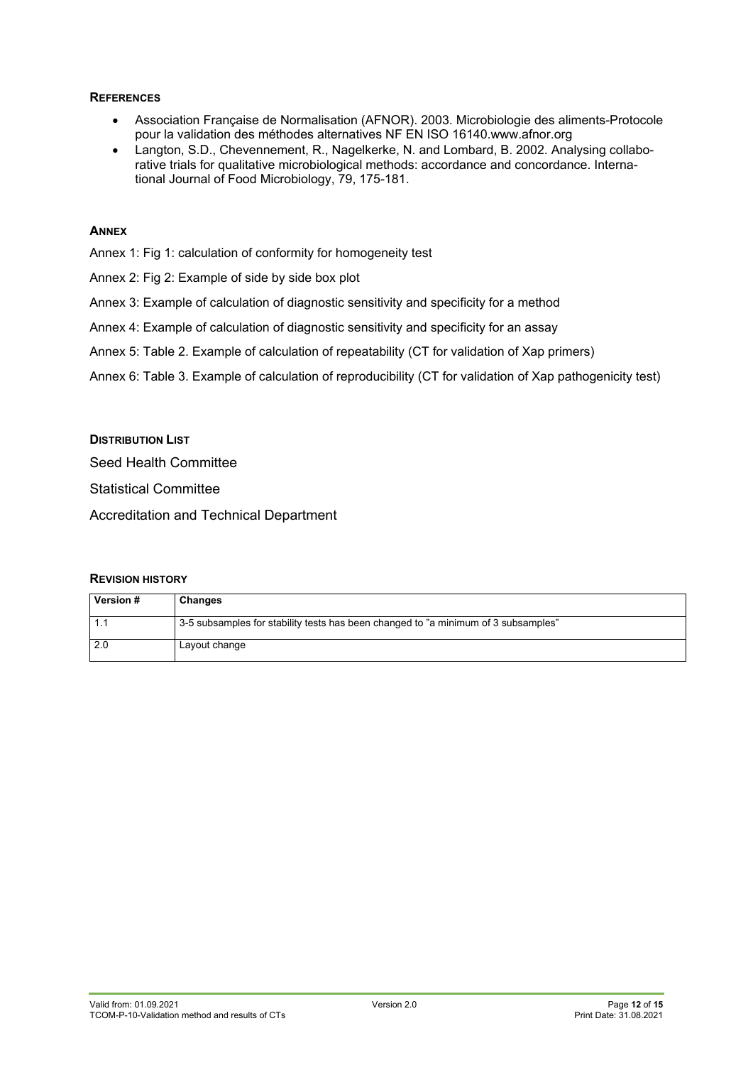**REFERENCES**

- Association Française de Normalisation (AFNOR). 2003. Microbiologie des aliments-Protocole pour la validation des méthodes alternatives NF EN ISO 16140.www.afnor.org
- Langton, S.D., Chevennement, R., Nagelkerke, N. and Lombard, B. 2002. Analysing collaborative trials for qualitative microbiological methods: accordance and concordance. International Journal of Food Microbiology, 79, 175-181.

**ANNEX**

Annex 1: Fig 1: calculation of conformity for homogeneity test

Annex 2: Fig 2: Example of side by side box plot

Annex 3: Example of calculation of diagnostic sensitivity and specificity for a method

Annex 4: Example of calculation of diagnostic sensitivity and specificity for an assay

Annex 5: Table 2. Example of calculation of repeatability (CT for validation of Xap primers)

Annex 6: Table 3. Example of calculation of reproducibility (CT for validation of Xap pathogenicity test)

**DISTRIBUTION LIST**

Seed Health Committee

Statistical Committee

Accreditation and Technical Department

**REVISION HISTORY**

| Version # | Changes |
|---|---|
| 1.1 | 3-5 subsamples for stability tests has been changed to "a minimum of 3 subsamples" |
| 2.0 | Layout change |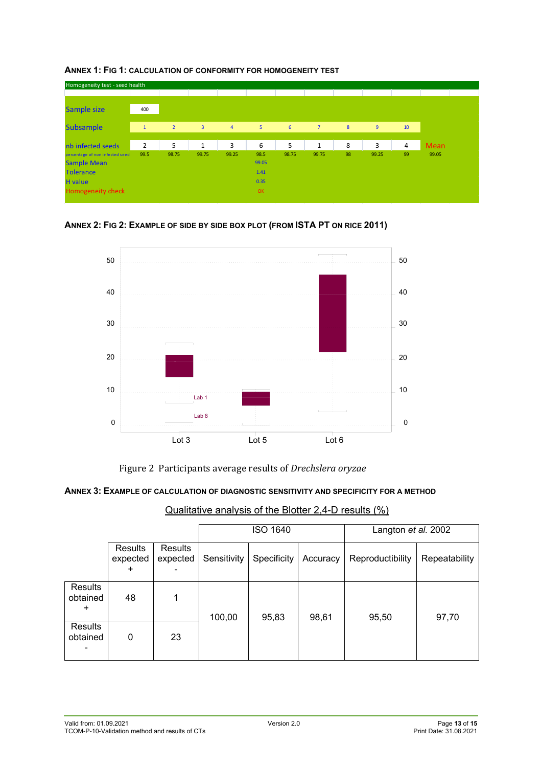### ANNEX 1: FIG 1: CALCULATION OF CONFORMITY FOR HOMOGENEITY TEST

| Homogeneity test - seed health | | | | | | | | | | | |
|---|---|---|---|---|---|---|---|---|---|---|---|
| Sample size | 400 | | | | | | | | | | |
| Subsample | 1 | 2 | 3 | 4 | 5 | 6 | 7 | 8 | 9 | 10 | |
| nb infected seeds | 2 | 5 | 1 | 3 | 6 | 5 | 1 | 8 | 3 | 4 | Mean |
| percentage of non infected seed | 99.5 | 98.75 | 99.75 | 99.25 | 98.5 | 98.75 | 99.75 | 98 | 99.25 | 99 | 99.05 |
| Sample Mean | | | | | 99.05 | | | | | | |
| Tolerance | | | | | 1.41 | | | | | | |
| H value | | | | | 0.35 | | | | | | |
| Homogeneity check | | | | | OK | | | | | | |

### ANNEX 2: FIG 2: EXAMPLE OF SIDE BY SIDE BOX PLOT (FROM ISTA PT ON RICE 2011)

Figure 2 Participants average results of *Drechslera oryzae*

### ANNEX 3: EXAMPLE OF CALCULATION OF DIAGNOSTIC SENSITIVITY AND SPECIFICITY FOR A METHOD

Qualitative analysis of the Blotter 2,4-D results (%)

| | | | ISO 1640 | | | Langton *et al.* 2002 | |
|---|---|---|---|---|---|---|---|
| | Results expected + | Results expected - | Sensitivity | Specificity | Accuracy | Reproductibility | Repeatability |
| Results obtained + | 48 | 1 | 100,00 | 95,83 | 98,61 | 95,50 | 97,70 |
| Results obtained - | 0 | 23 | | | | | |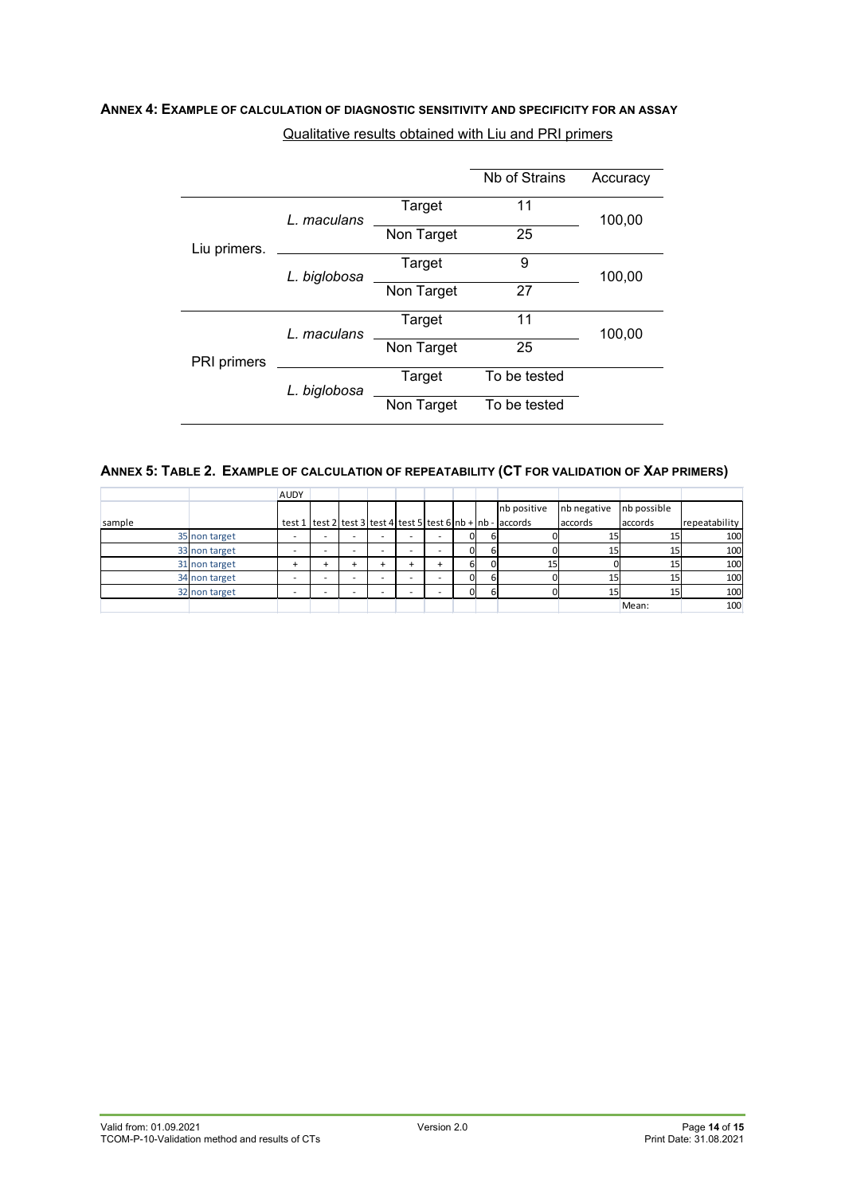**ANNEX 4: EXAMPLE OF CALCULATION OF DIAGNOSTIC SENSITIVITY AND SPECIFICITY FOR AN ASSAY**

Qualitative results obtained with Liu and PRI primers

| | | | Nb of Strains | Accuracy |
|---|---|---|---|---|
| Liu primers. | *L. maculans* | Target | 11 | 100,00 |
| | | Non Target | 25 | |
| | *L. biglobosa* | Target | 9 | 100,00 |
| | | Non Target | 27 | |
| PRI primers | *L. maculans* | Target | 11 | 100,00 |
| | | Non Target | 25 | |
| | *L. biglobosa* | Target | To be tested | |
| | | Non Target | To be tested | |

**ANNEX 5: TABLE 2. EXAMPLE OF CALCULATION OF REPEATABILITY (CT FOR VALIDATION OF XAP PRIMERS)**

| | | AUDY | | | | | | | | | | | |
|---|---|---|---|---|---|---|---|---|---|---|---|---|---|
| sample | | test 1 | test 2 | test 3 | test 4 | test 5 | test 6 | nb + | nb - | nb positive accords | nb negative accords | nb possible accords | repeatability |
| 35 | non target | - | - | - | - | - | - | 0 | 6 | 0 | 15 | 15 | 100 |
| 33 | non target | - | - | - | - | - | - | 0 | 6 | 0 | 15 | 15 | 100 |
| 31 | non target | + | + | + | + | + | + | 6 | 0 | 15 | 0 | 15 | 100 |
| 34 | non target | - | - | - | - | - | - | 0 | 6 | 0 | 15 | 15 | 100 |
| 32 | non target | - | - | - | - | - | - | 0 | 6 | 0 | 15 | 15 | 100 |
| | | | | | | | | | | | | Mean: | 100 |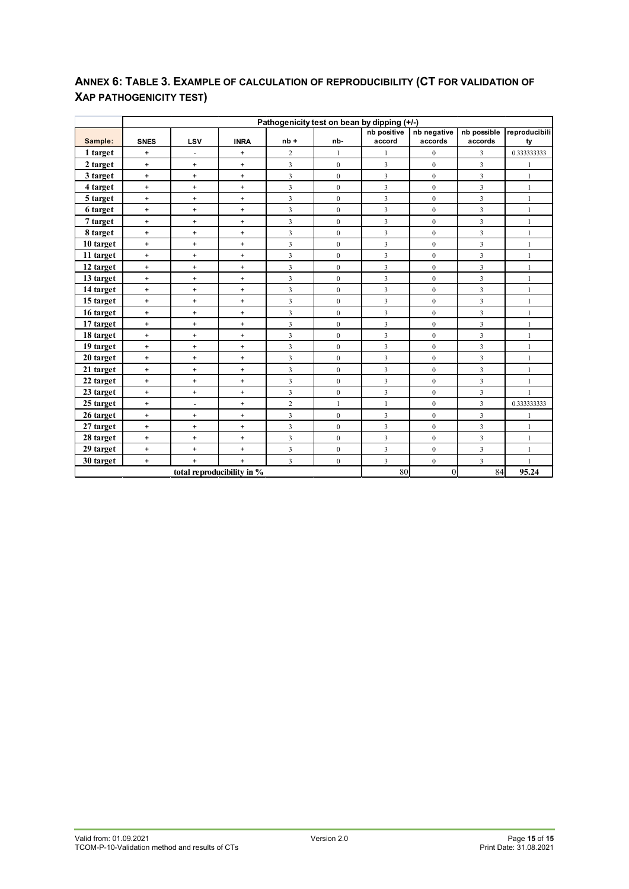# ANNEX 6: TABLE 3. EXAMPLE OF CALCULATION OF REPRODUCIBILITY (CT FOR VALIDATION OF XAP PATHOGENICITY TEST)

| | Pathogenicity test on bean by dipping (+/-) | | | | | | | | |
|---|---|---|---|---|---|---|---|---|---|
| Sample: | SNES | LSV | INRA | nb + | nb- | nb positive accord | nb negative accords | nb possible accords | reproducibility |
| 1 target | + | - | + | 2 | 1 | 1 | 0 | 3 | 0.333333333 |
| 2 target | + | + | + | 3 | 0 | 3 | 0 | 3 | 1 |
| 3 target | + | + | + | 3 | 0 | 3 | 0 | 3 | 1 |
| 4 target | + | + | + | 3 | 0 | 3 | 0 | 3 | 1 |
| 5 target | + | + | + | 3 | 0 | 3 | 0 | 3 | 1 |
| 6 target | + | + | + | 3 | 0 | 3 | 0 | 3 | 1 |
| 7 target | + | + | + | 3 | 0 | 3 | 0 | 3 | 1 |
| 8 target | + | + | + | 3 | 0 | 3 | 0 | 3 | 1 |
| 10 target | + | + | + | 3 | 0 | 3 | 0 | 3 | 1 |
| 11 target | + | + | + | 3 | 0 | 3 | 0 | 3 | 1 |
| 12 target | + | + | + | 3 | 0 | 3 | 0 | 3 | 1 |
| 13 target | + | + | + | 3 | 0 | 3 | 0 | 3 | 1 |
| 14 target | + | + | + | 3 | 0 | 3 | 0 | 3 | 1 |
| 15 target | + | + | + | 3 | 0 | 3 | 0 | 3 | 1 |
| 16 target | + | + | + | 3 | 0 | 3 | 0 | 3 | 1 |
| 17 target | + | + | + | 3 | 0 | 3 | 0 | 3 | 1 |
| 18 target | + | + | + | 3 | 0 | 3 | 0 | 3 | 1 |
| 19 target | + | + | + | 3 | 0 | 3 | 0 | 3 | 1 |
| 20 target | + | + | + | 3 | 0 | 3 | 0 | 3 | 1 |
| 21 target | + | + | + | 3 | 0 | 3 | 0 | 3 | 1 |
| 22 target | + | + | + | 3 | 0 | 3 | 0 | 3 | 1 |
| 23 target | + | + | + | 3 | 0 | 3 | 0 | 3 | 1 |
| 25 target | + | - | + | 2 | 1 | 1 | 0 | 3 | 0.333333333 |
| 26 target | + | + | + | 3 | 0 | 3 | 0 | 3 | 1 |
| 27 target | + | + | + | 3 | 0 | 3 | 0 | 3 | 1 |
| 28 target | + | + | + | 3 | 0 | 3 | 0 | 3 | 1 |
| 29 target | + | + | + | 3 | 0 | 3 | 0 | 3 | 1 |
| 30 target | + | + | + | 3 | 0 | 3 | 0 | 3 | 1 |
| total reproducibility in % | | | | | | 80 | 0 | 84 | 95.24 |

Valid from: 01.09.2021
TCOM-P-10-Validation method and results of CTs
Version 2.0
Print Date: 31.08.2021